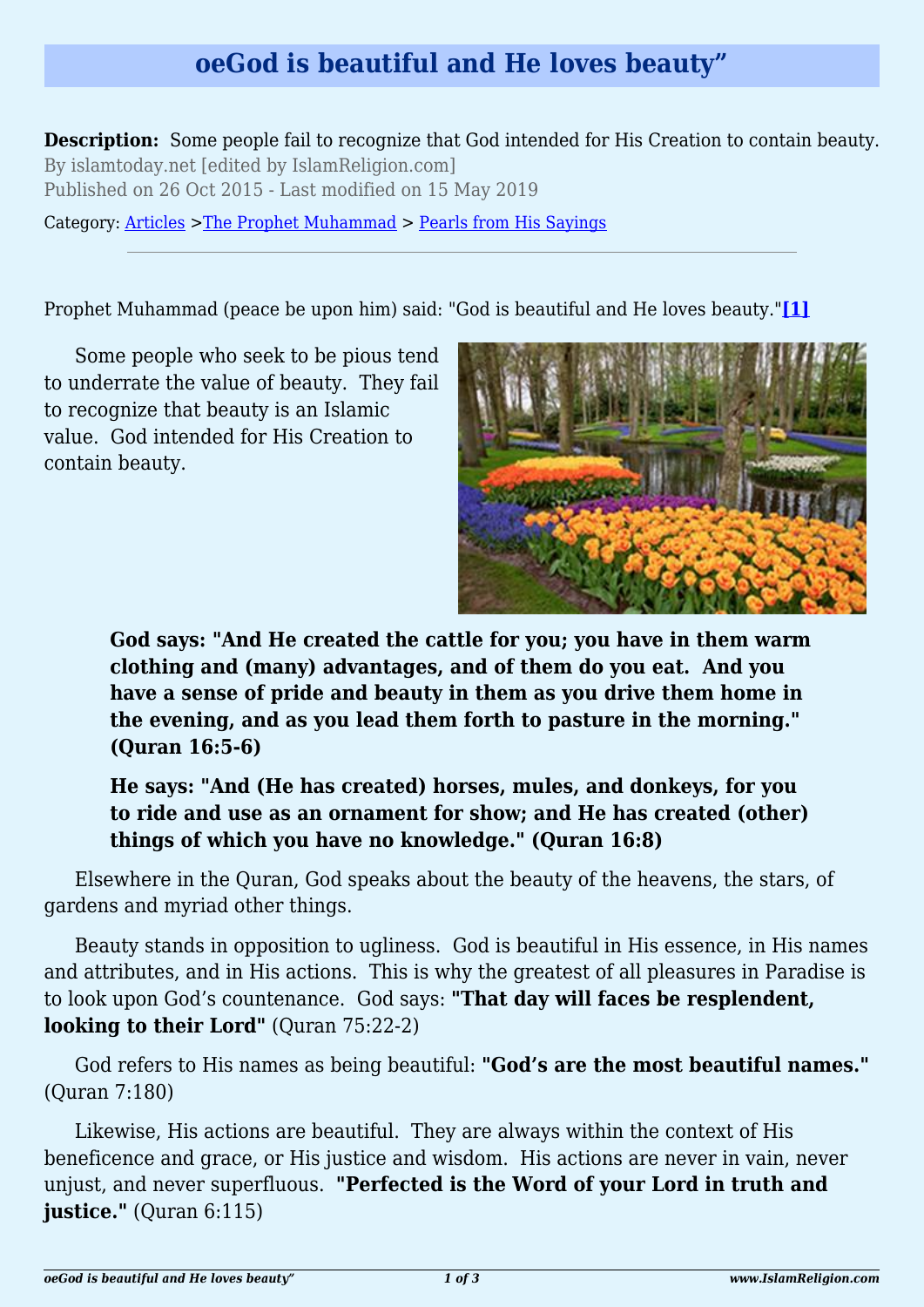# oeGod is beautiful and He loves beauty”

**Description:** Some people fail to recognize that God intended for His Creation to contain beauty.

By islamtoday.net [edited by IslamReligion.com]

Published on 26 Oct 2015 - Last modified on 15 May 2019

Category: Articles >The Prophet Muhammad > Pearls from His Sayings

---

Prophet Muhammad (peace be upon him) said: "God is beautiful and He loves beauty."**[1]**

Some people who seek to be pious tend to underrate the value of beauty. They fail to recognize that beauty is an Islamic value. God intended for His Creation to contain beauty.

> **God says: "And He created the cattle for you; you have in them warm clothing and (many) advantages, and of them do you eat. And you have a sense of pride and beauty in them as you drive them home in the evening, and as you lead them forth to pasture in the morning." (Quran 16:5-6)**

> **He says: "And (He has created) horses, mules, and donkeys, for you to ride and use as an ornament for show; and He has created (other) things of which you have no knowledge." (Quran 16:8)**

Elsewhere in the Quran, God speaks about the beauty of the heavens, the stars, of gardens and myriad other things.

Beauty stands in opposition to ugliness. God is beautiful in His essence, in His names and attributes, and in His actions. This is why the greatest of all pleasures in Paradise is to look upon God’s countenance. God says: **"That day will faces be resplendent, looking to their Lord"** (Quran 75:22-2)

God refers to His names as being beautiful: **"God’s are the most beautiful names."** (Quran 7:180)

Likewise, His actions are beautiful. They are always within the context of His beneficence and grace, or His justice and wisdom. His actions are never in vain, never unjust, and never superfluous. **"Perfected is the Word of your Lord in truth and justice."** (Quran 6:115)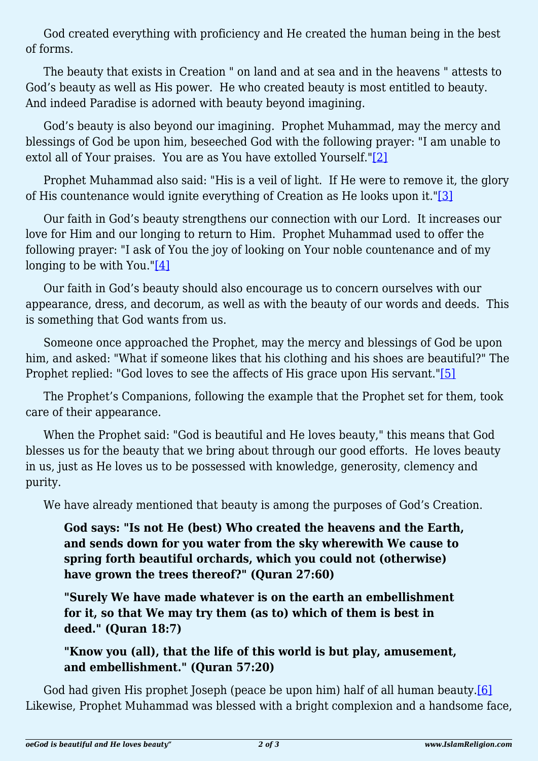God created everything with proficiency and He created the human being in the best of forms.

The beauty that exists in Creation " on land and at sea and in the heavens " attests to God's beauty as well as His power. He who created beauty is most entitled to beauty. And indeed Paradise is adorned with beauty beyond imagining.

God's beauty is also beyond our imagining. Prophet Muhammad, may the mercy and blessings of God be upon him, beseeched God with the following prayer: "I am unable to extol all of Your praises. You are as You have extolled Yourself."[2]

Prophet Muhammad also said: "His is a veil of light. If He were to remove it, the glory of His countenance would ignite everything of Creation as He looks upon it."[3]

Our faith in God's beauty strengthens our connection with our Lord. It increases our love for Him and our longing to return to Him. Prophet Muhammad used to offer the following prayer: "I ask of You the joy of looking on Your noble countenance and of my longing to be with You."[4]

Our faith in God's beauty should also encourage us to concern ourselves with our appearance, dress, and decorum, as well as with the beauty of our words and deeds. This is something that God wants from us.

Someone once approached the Prophet, may the mercy and blessings of God be upon him, and asked: "What if someone likes that his clothing and his shoes are beautiful?" The Prophet replied: "God loves to see the affects of His grace upon His servant."[5]

The Prophet's Companions, following the example that the Prophet set for them, took care of their appearance.

When the Prophet said: "God is beautiful and He loves beauty," this means that God blesses us for the beauty that we bring about through our good efforts. He loves beauty in us, just as He loves us to be possessed with knowledge, generosity, clemency and purity.

We have already mentioned that beauty is among the purposes of God's Creation.

> **God says: "Is not He (best) Who created the heavens and the Earth, and sends down for you water from the sky wherewith We cause to spring forth beautiful orchards, which you could not (otherwise) have grown the trees thereof?" (Quran 27:60)**
>
> **"Surely We have made whatever is on the earth an embellishment for it, so that We may try them (as to) which of them is best in deed." (Quran 18:7)**
>
> **"Know you (all), that the life of this world is but play, amusement, and embellishment." (Quran 57:20)**

God had given His prophet Joseph (peace be upon him) half of all human beauty.[6] Likewise, Prophet Muhammad was blessed with a bright complexion and a handsome face,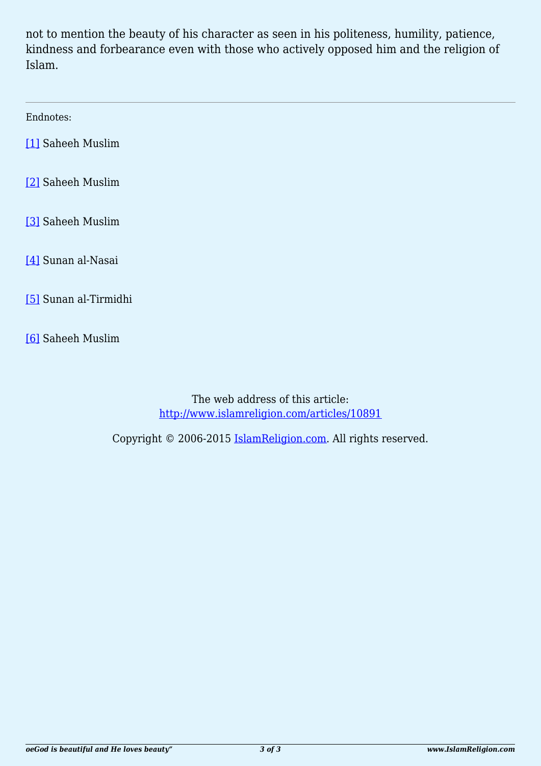not to mention the beauty of his character as seen in his politeness, humility, patience, kindness and forbearance even with those who actively opposed him and the religion of Islam.

---

Endnotes:

[1] Saheeh Muslim

[2] Saheeh Muslim

[3] Saheeh Muslim

[4] Sunan al-Nasai

[5] Sunan al-Tirmidhi

[6] Saheeh Muslim

The web address of this article:
http://www.islamreligion.com/articles/10891

Copyright © 2006-2015 IslamReligion.com. All rights reserved.